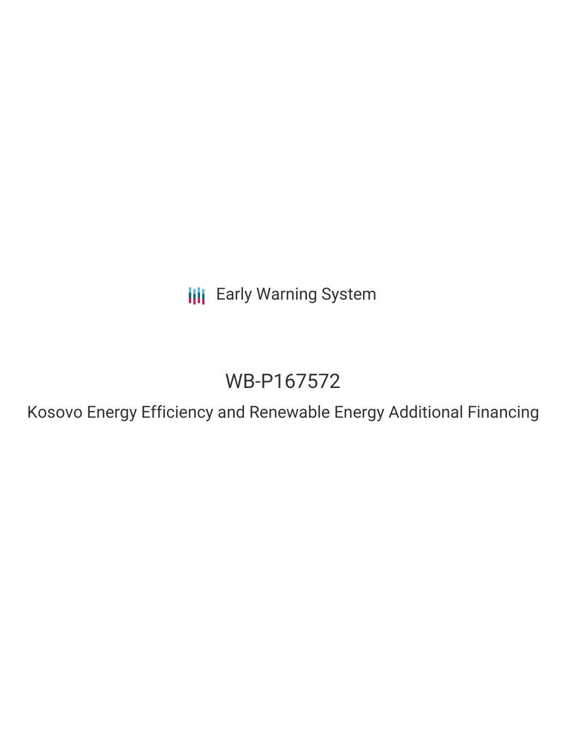Early Warning System

# WB-P167572

## Kosovo Energy Efficiency and Renewable Energy Additional Financing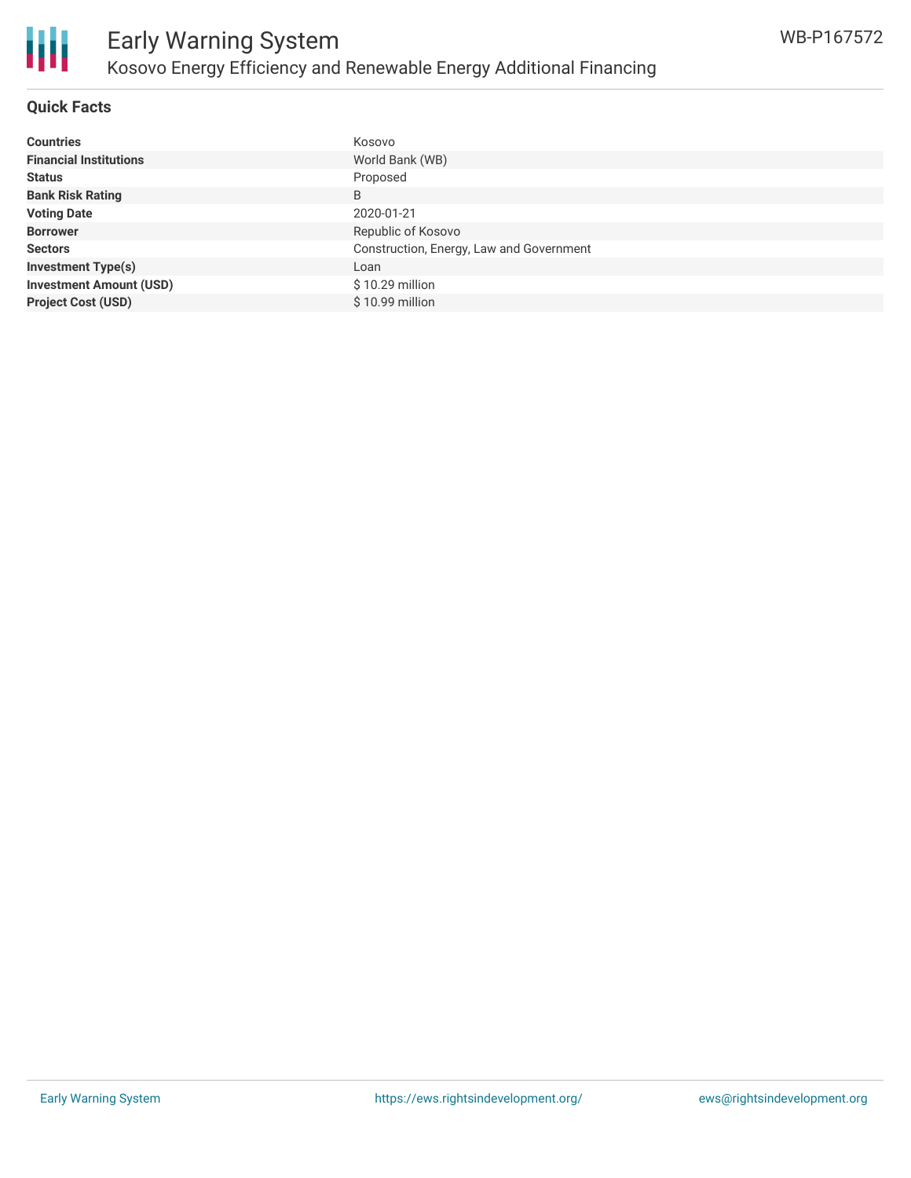# Early Warning System

## Kosovo Energy Efficiency and Renewable Energy Additional Financing

WB-P167572

### Quick Facts

| | |
|---|---|
| **Countries** | Kosovo |
| **Financial Institutions** | World Bank (WB) |
| **Status** | Proposed |
| **Bank Risk Rating** | B |
| **Voting Date** | 2020-01-21 |
| **Borrower** | Republic of Kosovo |
| **Sectors** | Construction, Energy, Law and Government |
| **Investment Type(s)** | Loan |
| **Investment Amount (USD)** | $ 10.29 million |
| **Project Cost (USD)** | $ 10.99 million |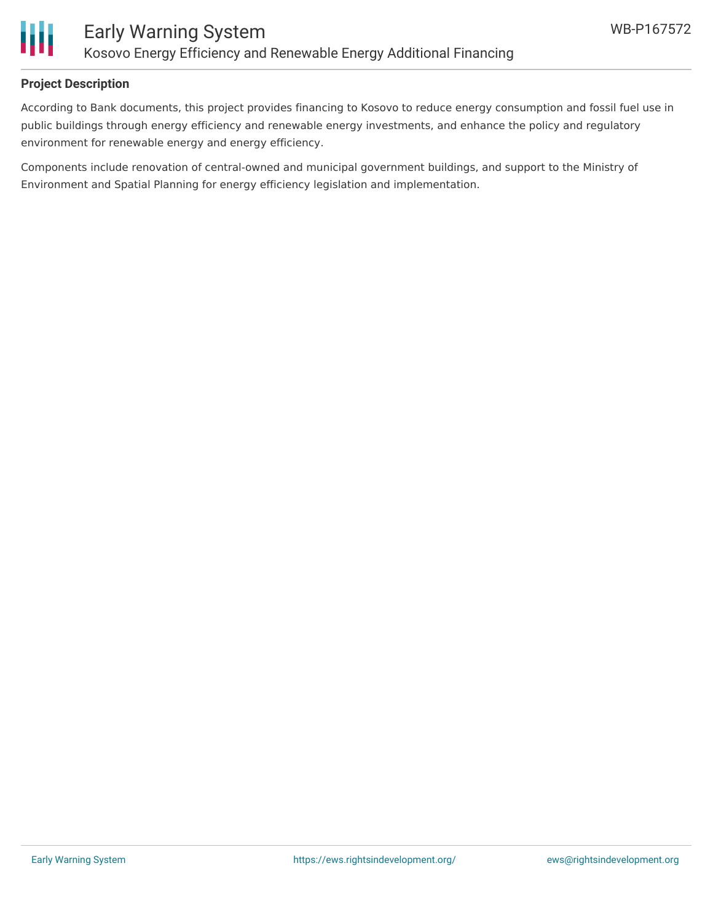## Project Description

According to Bank documents, this project provides financing to Kosovo to reduce energy consumption and fossil fuel use in public buildings through energy efficiency and renewable energy investments, and enhance the policy and regulatory environment for renewable energy and energy efficiency.

Components include renovation of central-owned and municipal government buildings, and support to the Ministry of Environment and Spatial Planning for energy efficiency legislation and implementation.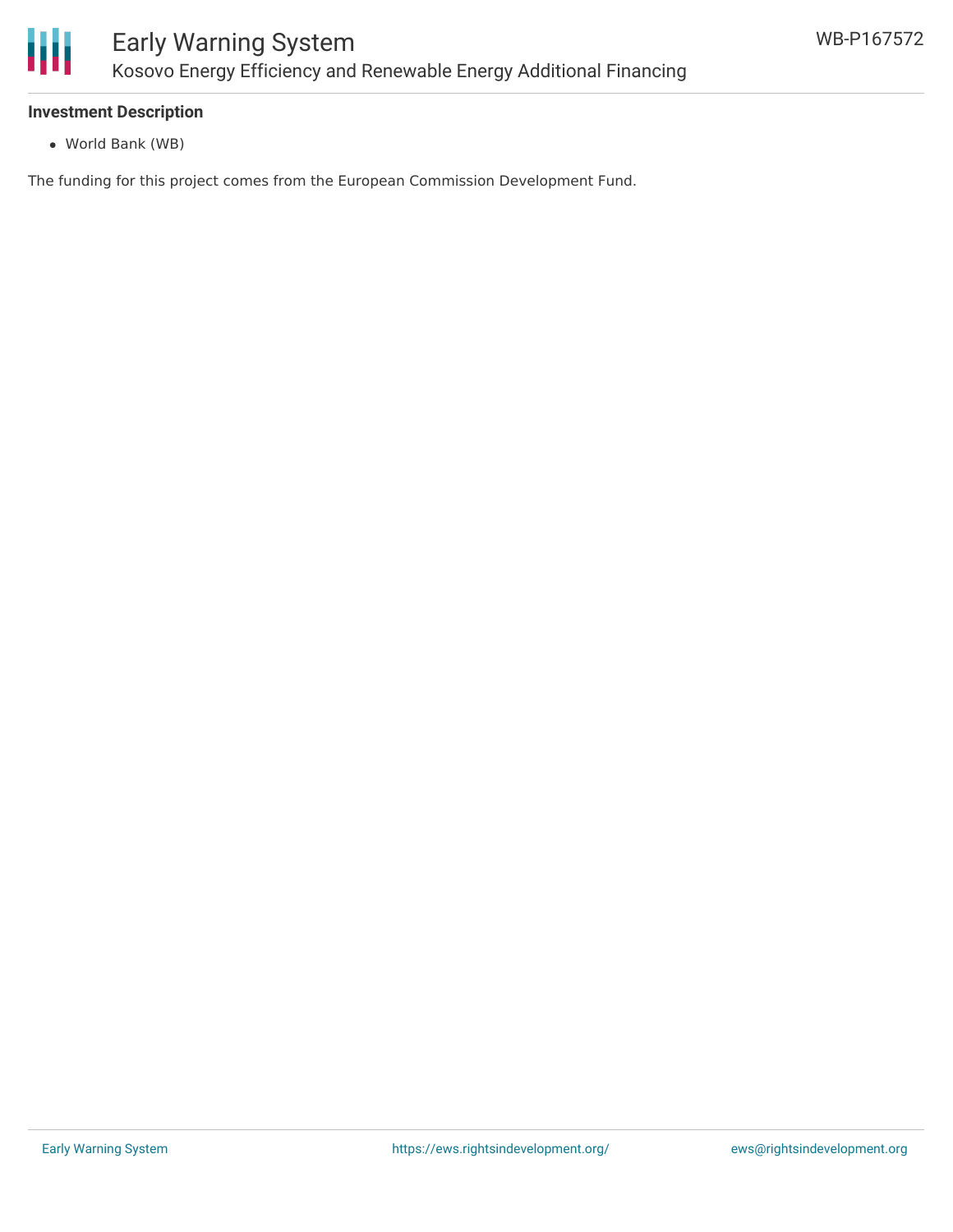### Investment Description

- World Bank (WB)

The funding for this project comes from the European Commission Development Fund.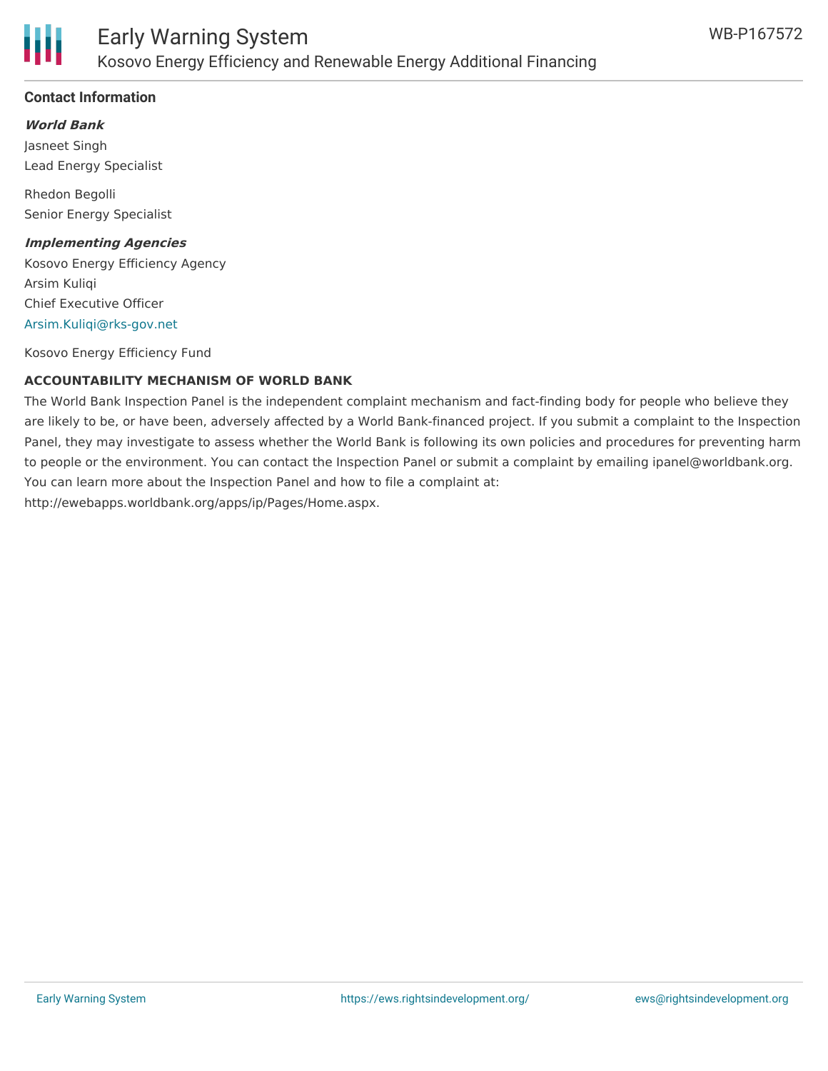### Contact Information

***World Bank***

Jasneet Singh
Lead Energy Specialist

Rhedon Begolli
Senior Energy Specialist

***Implementing Agencies***

Kosovo Energy Efficiency Agency
Arsim Kuliqi
Chief Executive Officer
Arsim.Kuliqi@rks-gov.net

Kosovo Energy Efficiency Fund

**ACCOUNTABILITY MECHANISM OF WORLD BANK**

The World Bank Inspection Panel is the independent complaint mechanism and fact-finding body for people who believe they are likely to be, or have been, adversely affected by a World Bank-financed project. If you submit a complaint to the Inspection Panel, they may investigate to assess whether the World Bank is following its own policies and procedures for preventing harm to people or the environment. You can contact the Inspection Panel or submit a complaint by emailing ipanel@worldbank.org. You can learn more about the Inspection Panel and how to file a complaint at: http://ewebapps.worldbank.org/apps/ip/Pages/Home.aspx.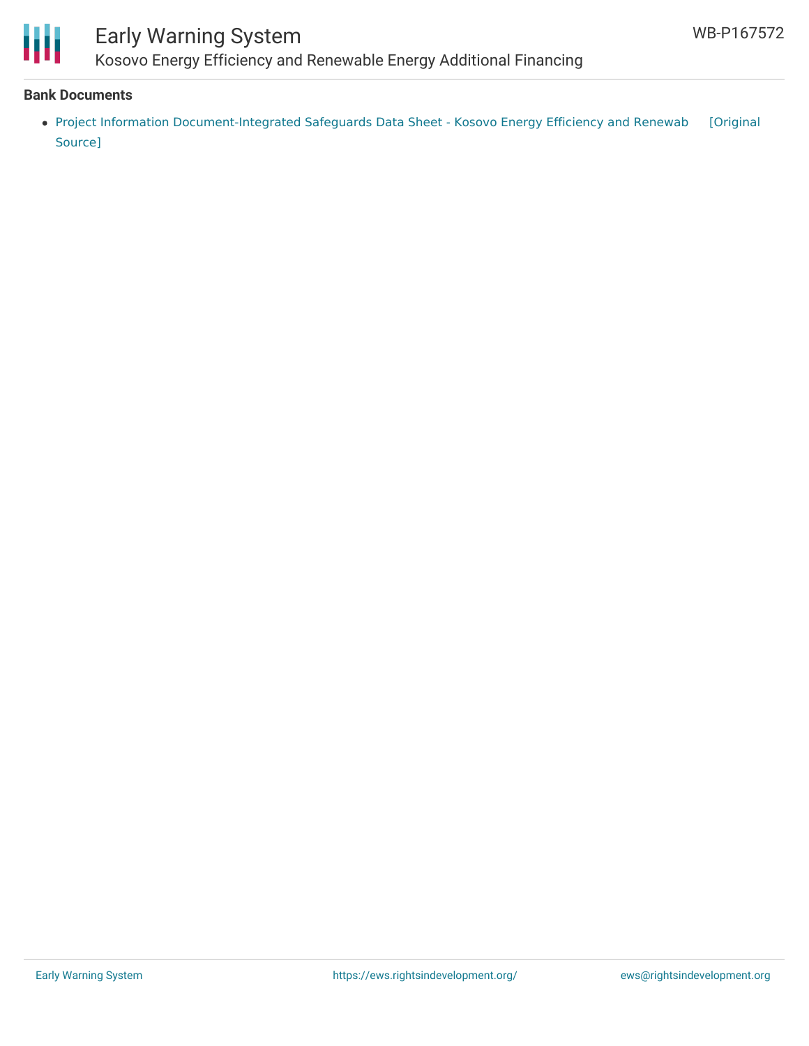**Bank Documents**

- Project Information Document-Integrated Safeguards Data Sheet - Kosovo Energy Efficiency and Renewab [Original Source]